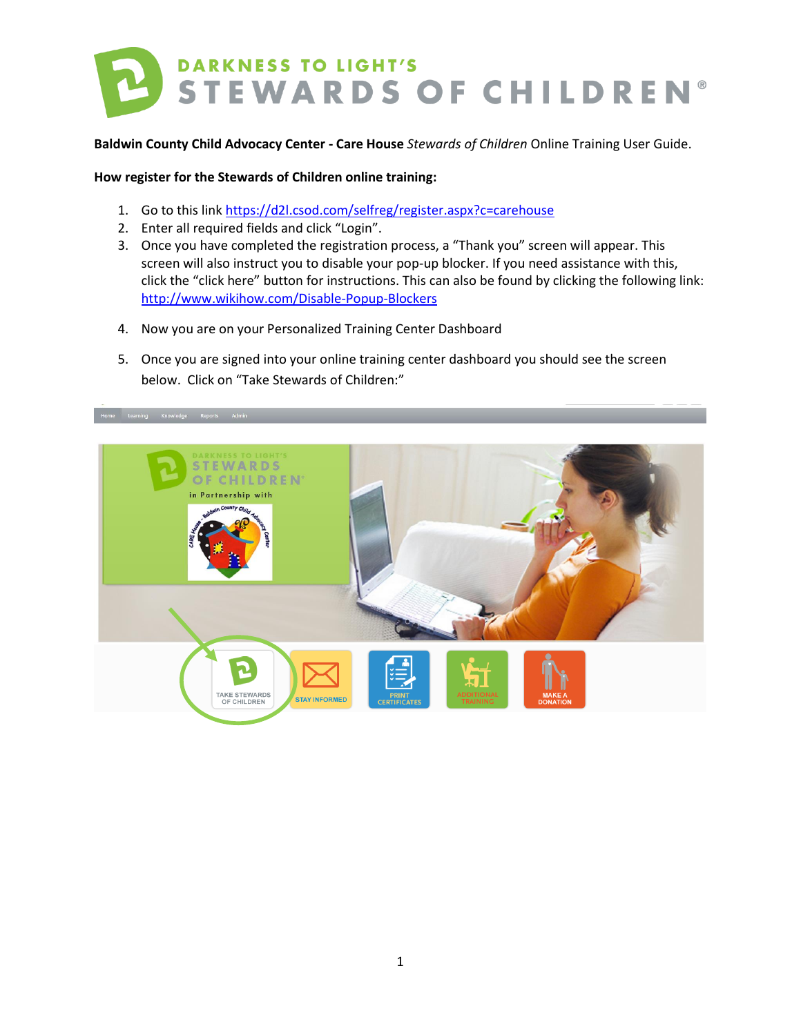# DARKNESS TO LIGHT'S STEWARDS OF CHILDREN®

**Baldwin County Child Advocacy Center - Care House** *Stewards of Children* Online Training User Guide.

**How register for the Stewards of Children online training:**

1. Go to this link https://d2l.csod.com/selfreg/register.aspx?c=carehouse
2. Enter all required fields and click "Login".
3. Once you have completed the registration process, a "Thank you" screen will appear. This screen will also instruct you to disable your pop-up blocker. If you need assistance with this, click the "click here" button for instructions. This can also be found by clicking the following link: http://www.wikihow.com/Disable-Popup-Blockers
4. Now you are on your Personalized Training Center Dashboard
5. Once you are signed into your online training center dashboard you should see the screen below. Click on "Take Stewards of Children:"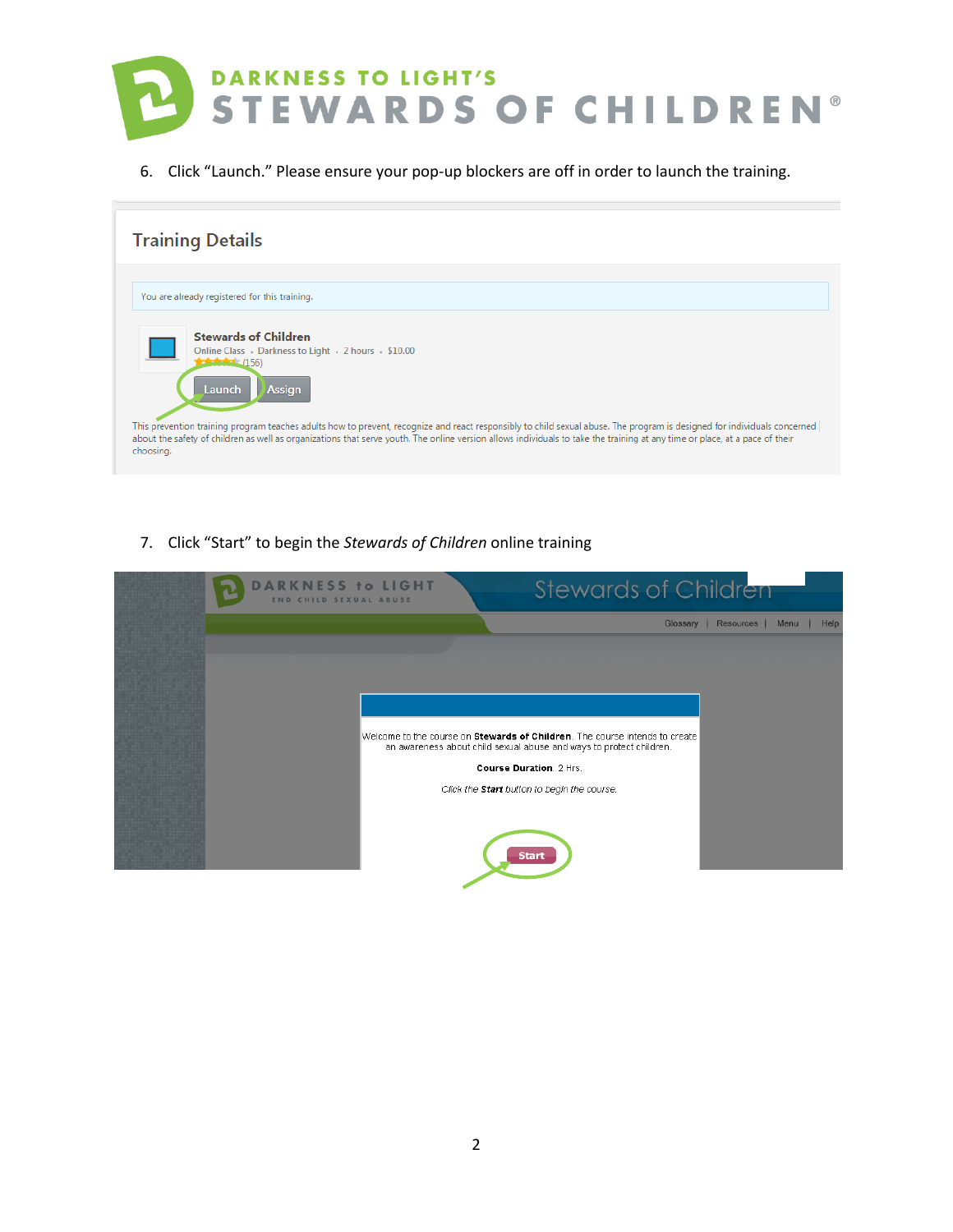6. Click "Launch." Please ensure your pop-up blockers are off in order to launch the training.

7. Click "Start" to begin the *Stewards of Children* online training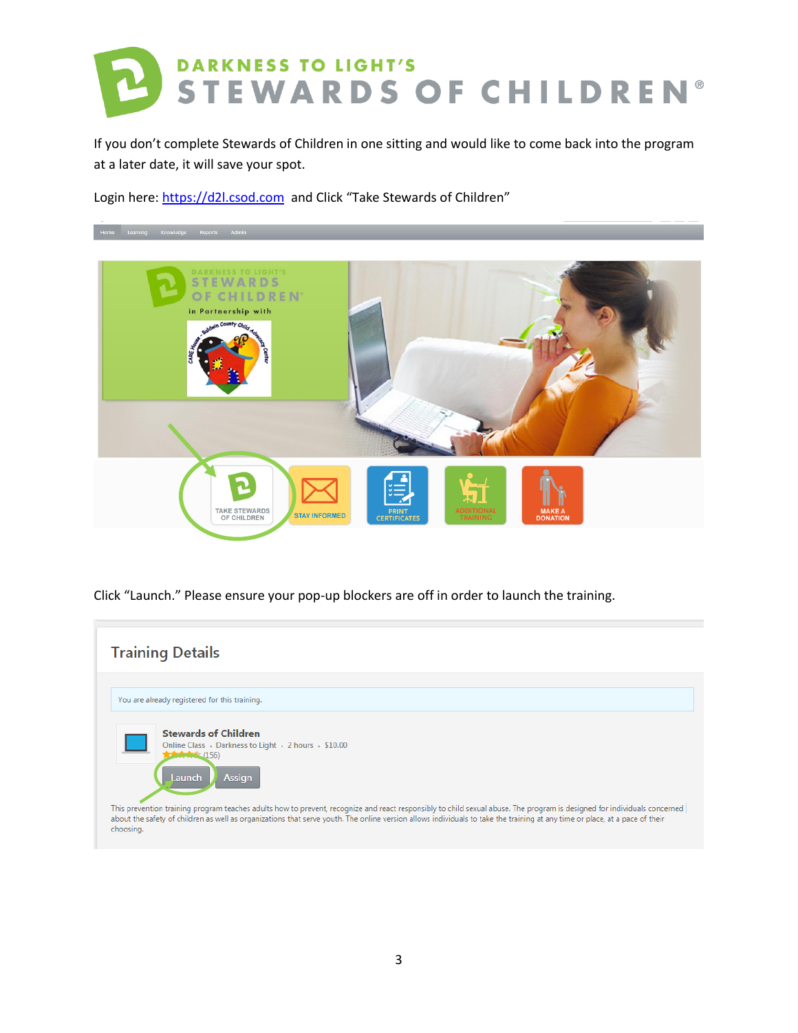# DARKNESS TO LIGHT'S STEWARDS OF CHILDREN®

If you don't complete Stewards of Children in one sitting and would like to come back into the program at a later date, it will save your spot.

Login here: [https://d2l.csod.com](https://d2l.csod.com) and Click "Take Stewards of Children"

Click "Launch." Please ensure your pop-up blockers are off in order to launch the training.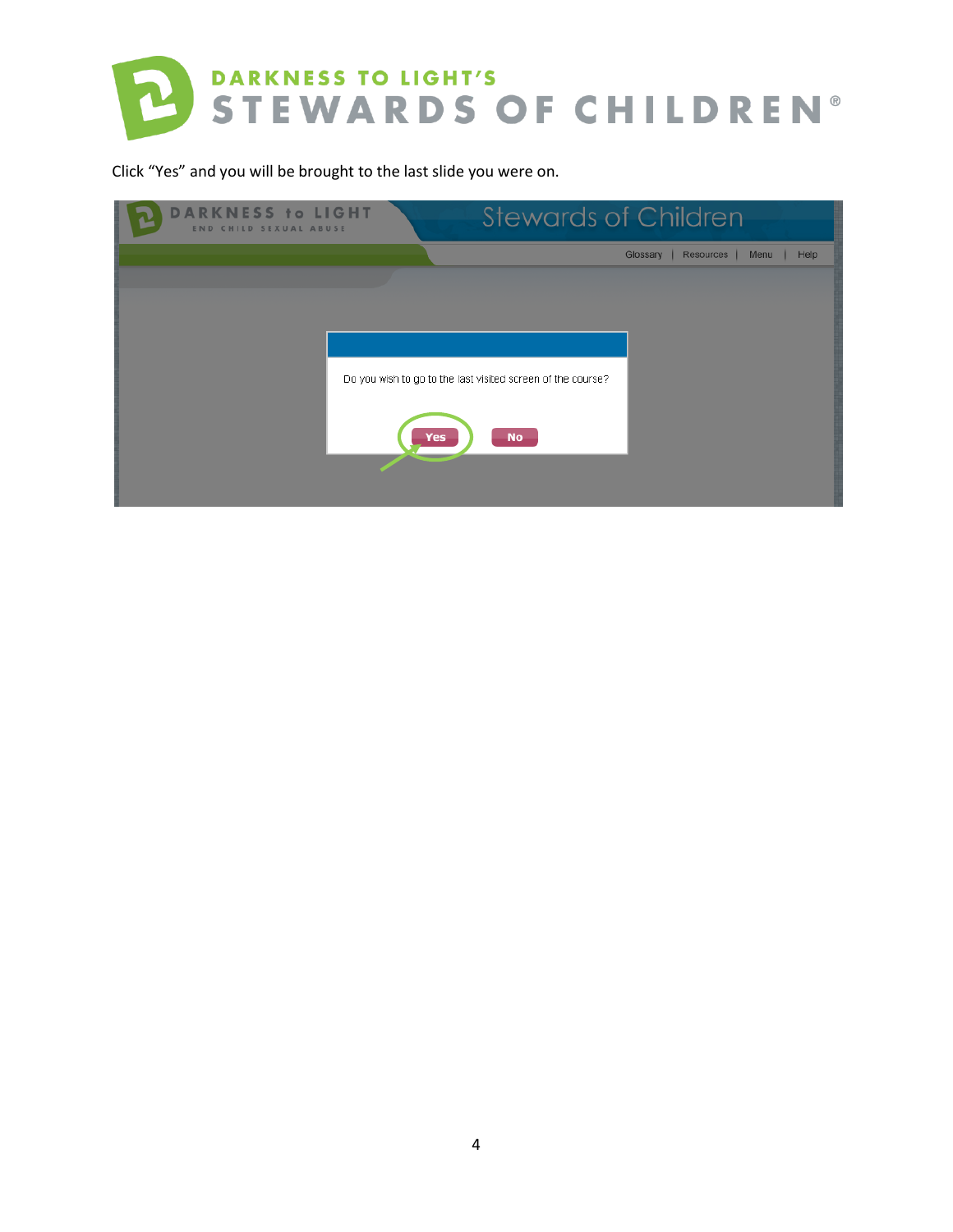Click "Yes" and you will be brought to the last slide you were on.

Do you wish to go to the last visited screen of the course?

Yes No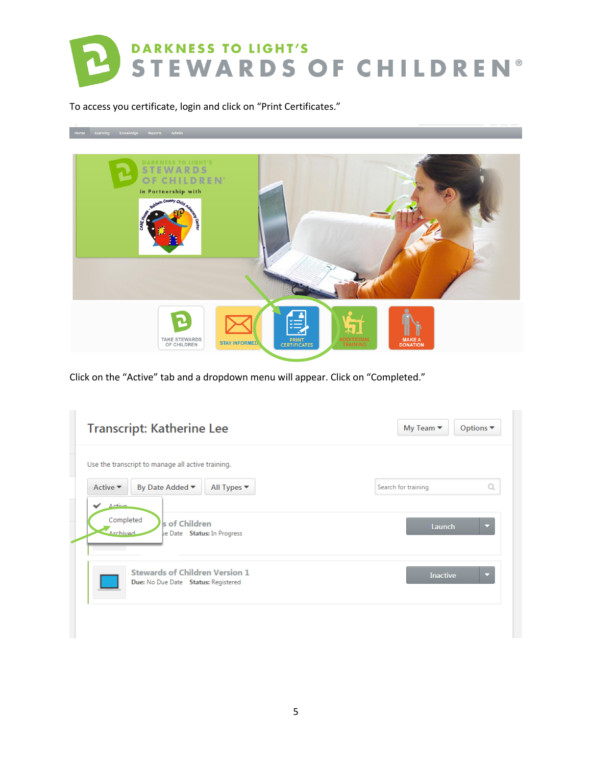# DARKNESS TO LIGHT'S STEWARDS OF CHILDREN®

To access you certificate, login and click on "Print Certificates."

Click on the "Active" tab and a dropdown menu will appear. Click on "Completed."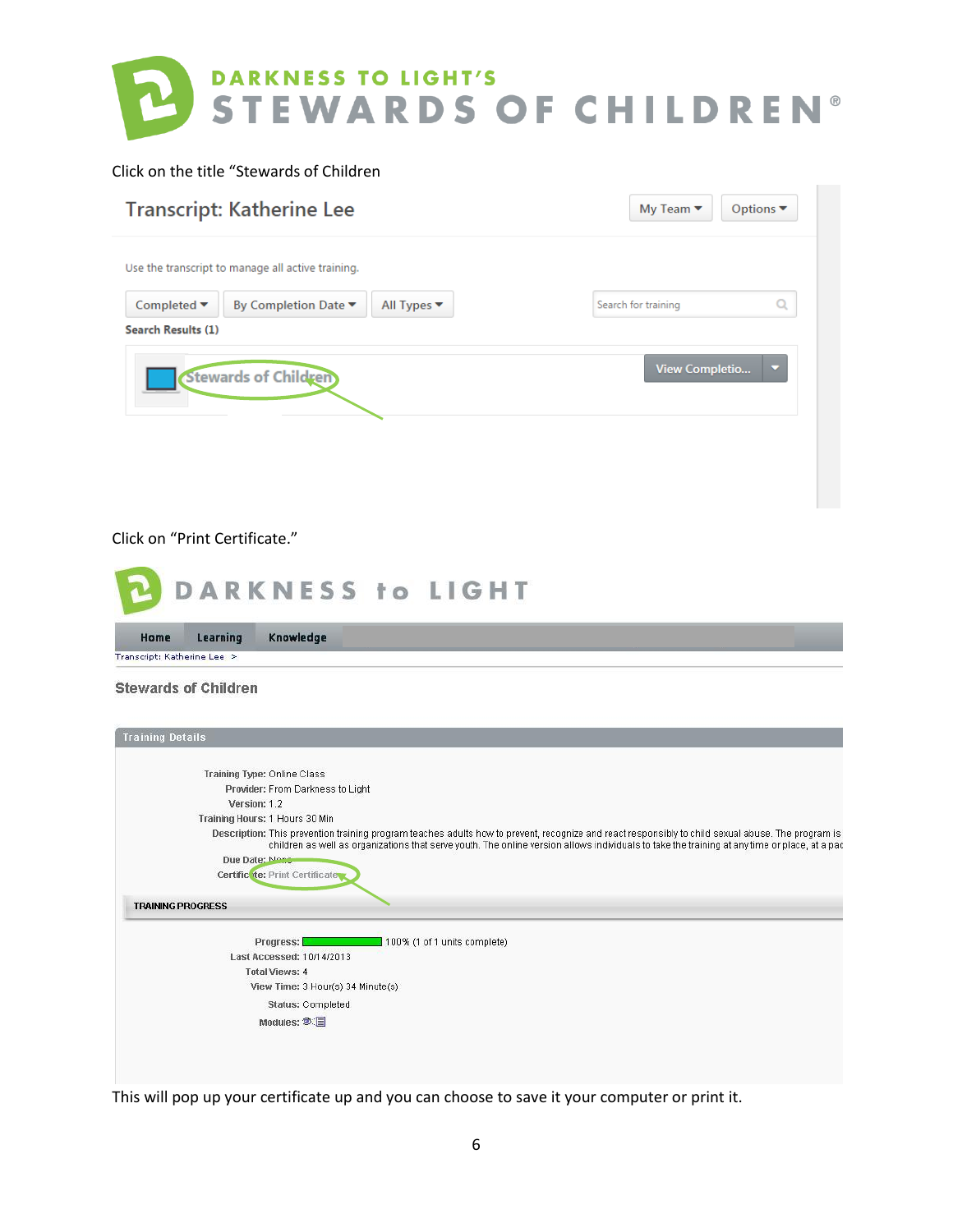# DARKNESS TO LIGHT'S STEWARDS OF CHILDREN®

Click on the title "Stewards of Children

Transcript: Katherine Lee

My Team | Options

Use the transcript to manage all active training.

Completed | By Completion Date | All Types | Search for training

Search Results (1)

Stewards of Children | View Completio...

Click on "Print Certificate."

DARKNESS to LIGHT

Home | Learning | Knowledge

Transcript: Katherine Lee >

Stewards of Children

Training Details

Training Type: Online Class
Provider: From Darkness to Light
Version: 1.2
Training Hours: 1 Hours 30 Min
Description: This prevention training program teaches adults how to prevent, recognize and react responsibly to child sexual abuse. The program is children as well as organizations that serve youth. The online version allows individuals to take the training at any time or place, at a pac
Due Date: None
Certificate: Print Certificate

TRAINING PROGRESS

Progress: 100% (1 of 1 units complete)
Last Accessed: 10/14/2013
Total Views: 4
View Time: 3 Hour(s) 34 Minute(s)
Status: Completed
Modules:

This will pop up your certificate up and you can choose to save it your computer or print it.